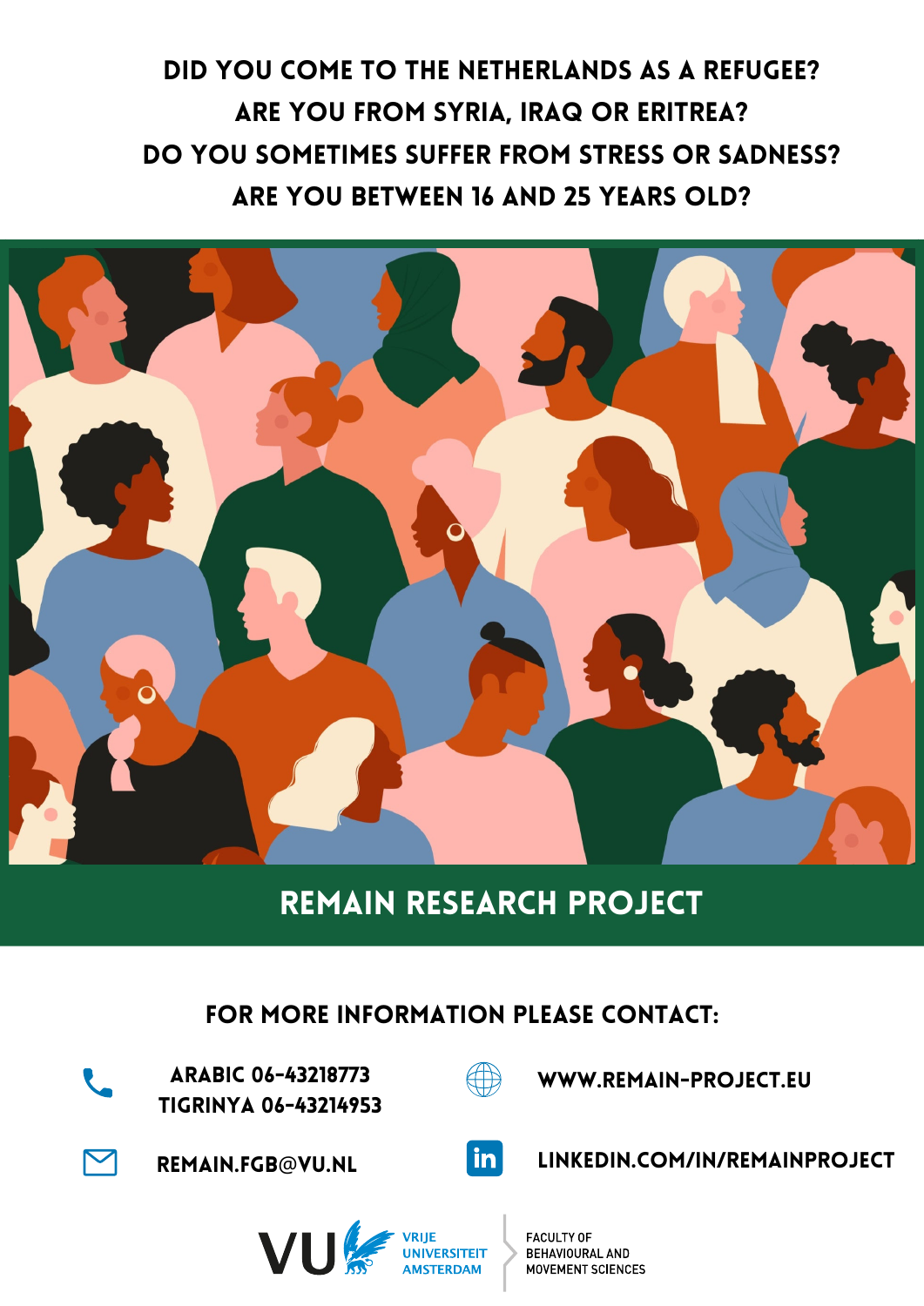# DID YOU COME TO THE NETHERLANDS AS A REFUGEE?
# ARE YOU FROM SYRIA, IRAQ OR ERITREA?
# DO YOU SOMETIMES SUFFER FROM STRESS OR SADNESS?
# ARE YOU BETWEEN 16 AND 25 YEARS OLD?

## REMAIN RESEARCH PROJECT

### FOR MORE INFORMATION PLEASE CONTACT:

ARABIC 06-43218773
TIGRINYA 06-43214953

WWW.REMAIN-PROJECT.EU

REMAIN.FGB@VU.NL

LINKEDIN.COM/IN/REMAINPROJECT

VU VRIJE UNIVERSITEIT AMSTERDAM

FACULTY OF BEHAVIOURAL AND MOVEMENT SCIENCES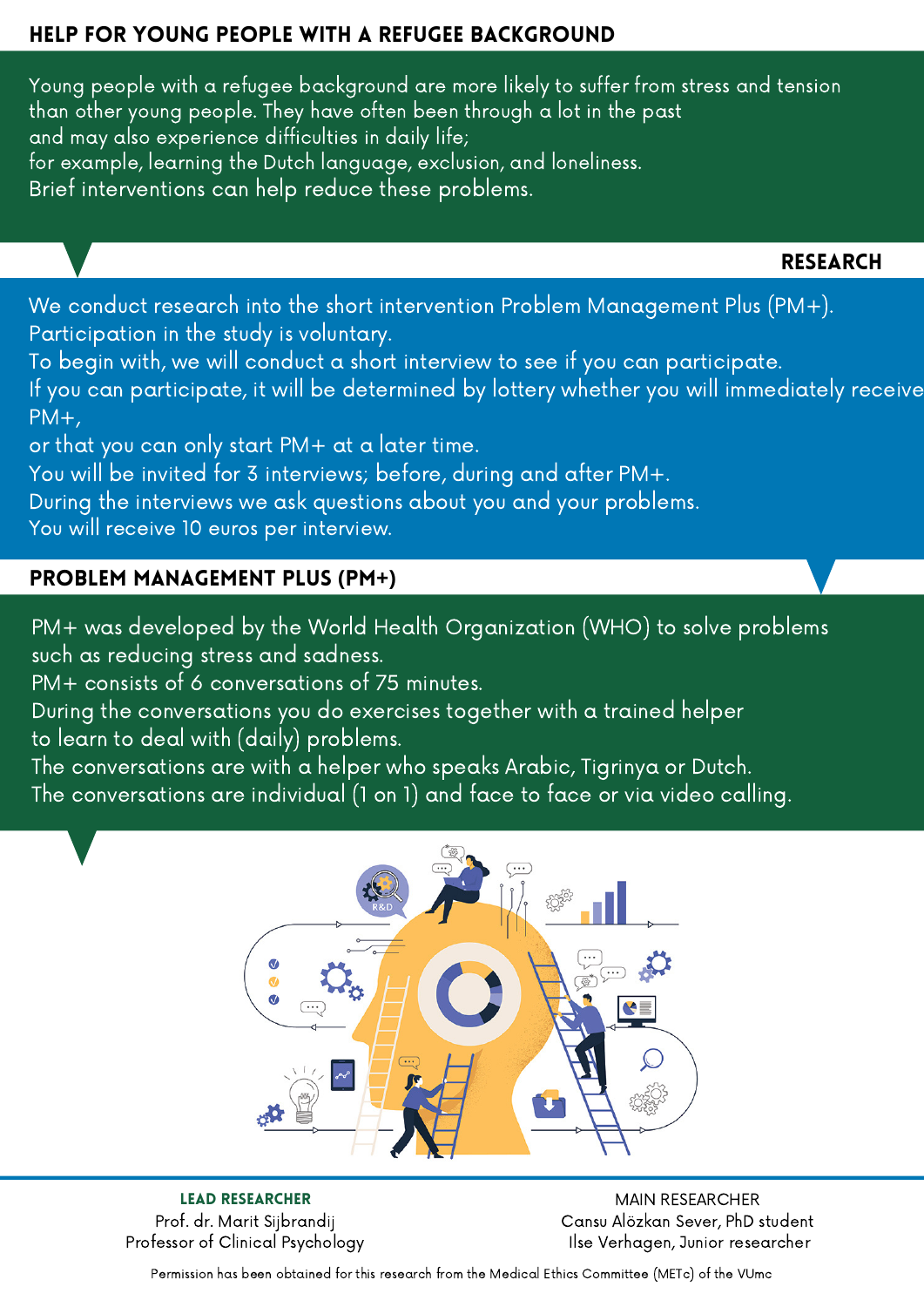## HELP FOR YOUNG PEOPLE WITH A REFUGEE BACKGROUND

Young people with a refugee background are more likely to suffer from stress and tension than other young people. They have often been through a lot in the past and may also experience difficulties in daily life; for example, learning the Dutch language, exclusion, and loneliness. Brief interventions can help reduce these problems.

## RESEARCH

We conduct research into the short intervention Problem Management Plus (PM+). Participation in the study is voluntary.
To begin with, we will conduct a short interview to see if you can participate.
If you can participate, it will be determined by lottery whether you will immediately receive PM+,
or that you can only start PM+ at a later time.
You will be invited for 3 interviews; before, during and after PM+.
During the interviews we ask questions about you and your problems.
You will receive 10 euros per interview.

## PROBLEM MANAGEMENT PLUS (PM+)

PM+ was developed by the World Health Organization (WHO) to solve problems such as reducing stress and sadness.
PM+ consists of 6 conversations of 75 minutes.
During the conversations you do exercises together with a trained helper to learn to deal with (daily) problems.
The conversations are with a helper who speaks Arabic, Tigrinya or Dutch.
The conversations are individual (1 on 1) and face to face or via video calling.

**LEAD RESEARCHER**
Prof. dr. Marit Sijbrandij
Professor of Clinical Psychology

MAIN RESEARCHER
Cansu Alözkan Sever, PhD student
Ilse Verhagen, Junior researcher

Permission has been obtained for this research from the Medical Ethics Committee (METc) of the VUmc